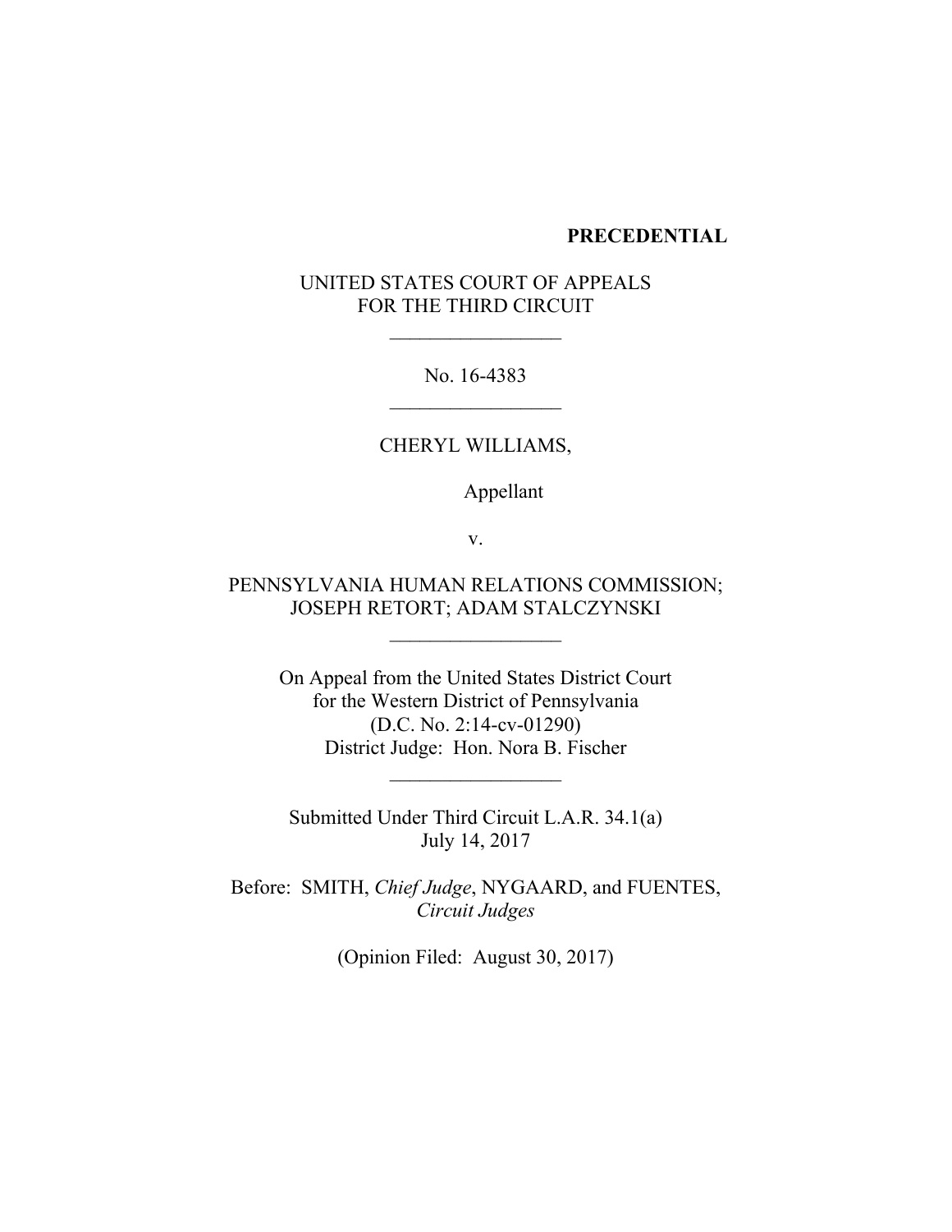**PRECEDENTIAL**

UNITED STATES COURT OF APPEALS
FOR THE THIRD CIRCUIT

\_\_\_\_\_\_\_\_\_\_\_\_\_\_\_\_\_

No. 16-4383

\_\_\_\_\_\_\_\_\_\_\_\_\_\_\_\_\_

CHERYL WILLIAMS,

Appellant

v.

PENNSYLVANIA HUMAN RELATIONS COMMISSION;
JOSEPH RETORT; ADAM STALCZYNSKI

\_\_\_\_\_\_\_\_\_\_\_\_\_\_\_\_\_

On Appeal from the United States District Court
for the Western District of Pennsylvania
(D.C. No. 2:14-cv-01290)
District Judge: Hon. Nora B. Fischer

\_\_\_\_\_\_\_\_\_\_\_\_\_\_\_\_\_

Submitted Under Third Circuit L.A.R. 34.1(a)
July 14, 2017

Before: SMITH, *Chief Judge*, NYGAARD, and FUENTES, *Circuit Judges*

(Opinion Filed: August 30, 2017)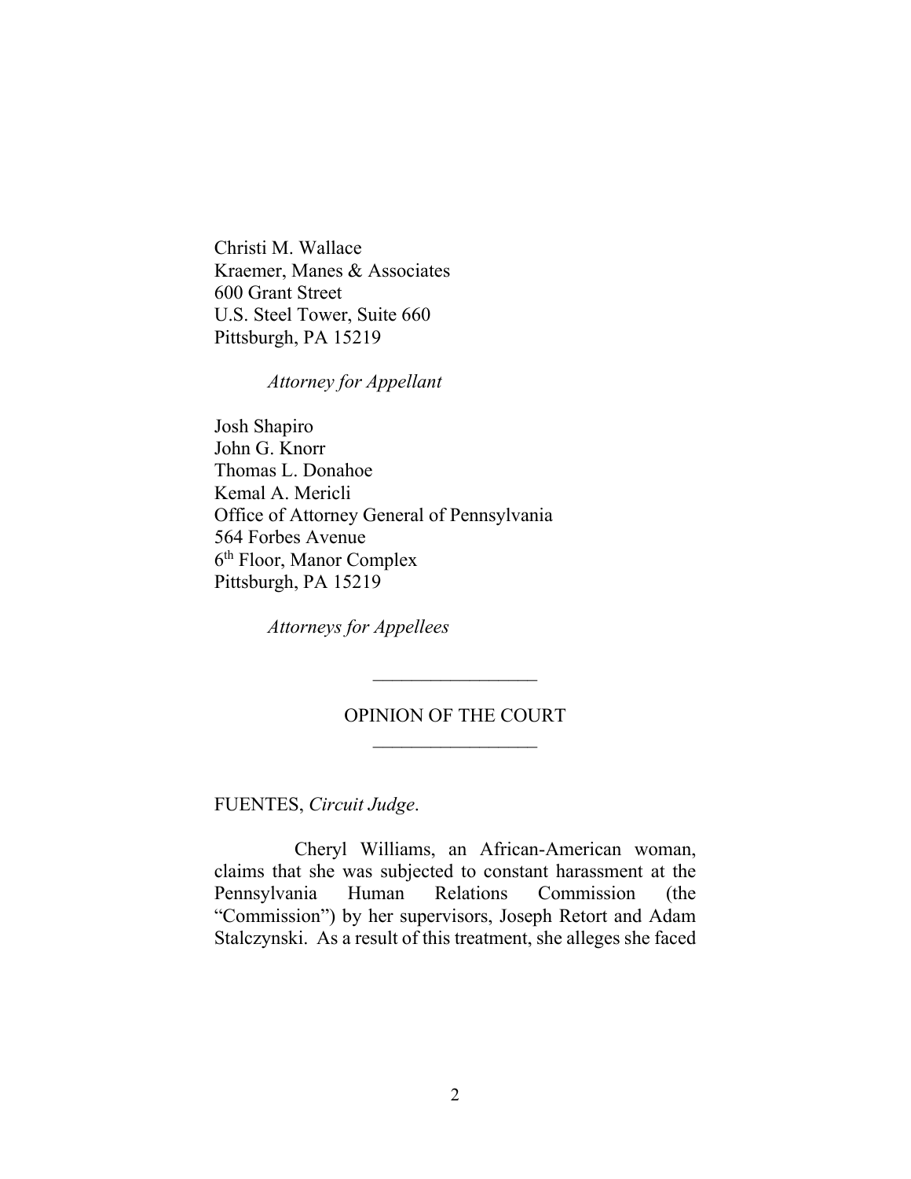Christi M. Wallace
Kraemer, Manes & Associates
600 Grant Street
U.S. Steel Tower, Suite 660
Pittsburgh, PA 15219

*Attorney for Appellant*

Josh Shapiro
John G. Knorr
Thomas L. Donahoe
Kemal A. Mericli
Office of Attorney General of Pennsylvania
564 Forbes Avenue
6th Floor, Manor Complex
Pittsburgh, PA 15219

*Attorneys for Appellees*

---

OPINION OF THE COURT

---

FUENTES, *Circuit Judge*.

Cheryl Williams, an African-American woman, claims that she was subjected to constant harassment at the Pennsylvania Human Relations Commission (the "Commission") by her supervisors, Joseph Retort and Adam Stalczynski. As a result of this treatment, she alleges she faced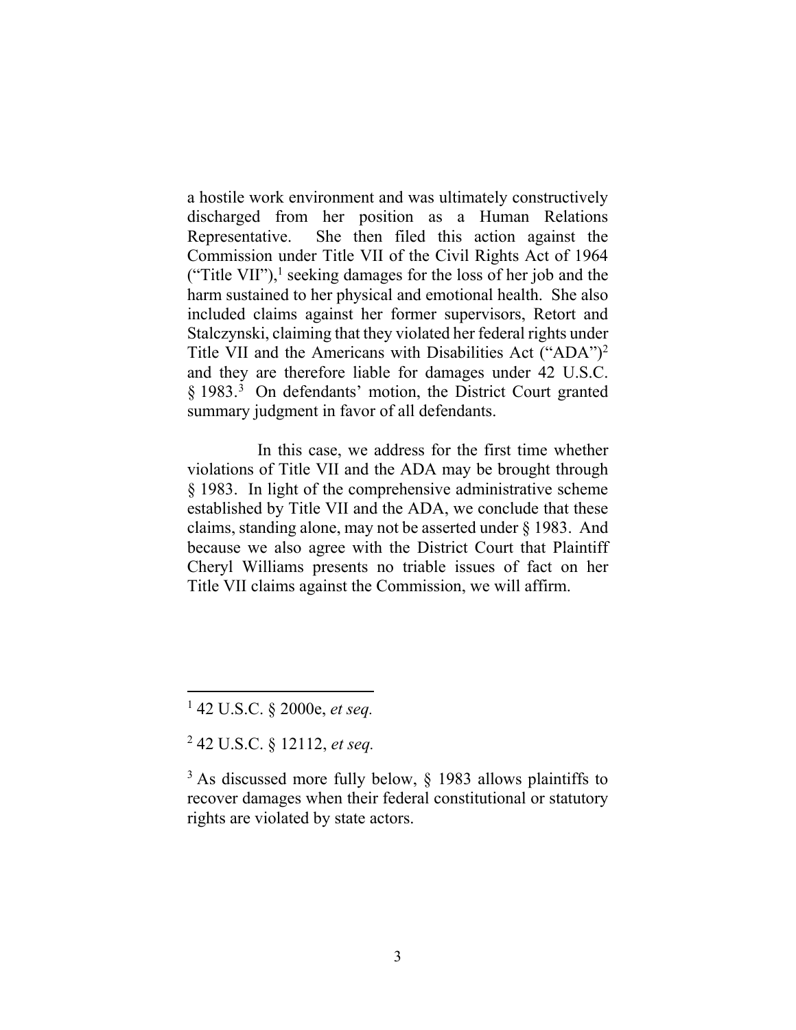a hostile work environment and was ultimately constructively discharged from her position as a Human Relations Representative. She then filed this action against the Commission under Title VII of the Civil Rights Act of 1964 ("Title VII"),[1] seeking damages for the loss of her job and the harm sustained to her physical and emotional health. She also included claims against her former supervisors, Retort and Stalczynski, claiming that they violated her federal rights under Title VII and the Americans with Disabilities Act ("ADA")[2] and they are therefore liable for damages under 42 U.S.C. § 1983.[3] On defendants' motion, the District Court granted summary judgment in favor of all defendants.

In this case, we address for the first time whether violations of Title VII and the ADA may be brought through § 1983. In light of the comprehensive administrative scheme established by Title VII and the ADA, we conclude that these claims, standing alone, may not be asserted under § 1983. And because we also agree with the District Court that Plaintiff Cheryl Williams presents no triable issues of fact on her Title VII claims against the Commission, we will affirm.

---

[1] 42 U.S.C. § 2000e, *et seq.*

[2] 42 U.S.C. § 12112, *et seq.*

[3] As discussed more fully below, § 1983 allows plaintiffs to recover damages when their federal constitutional or statutory rights are violated by state actors.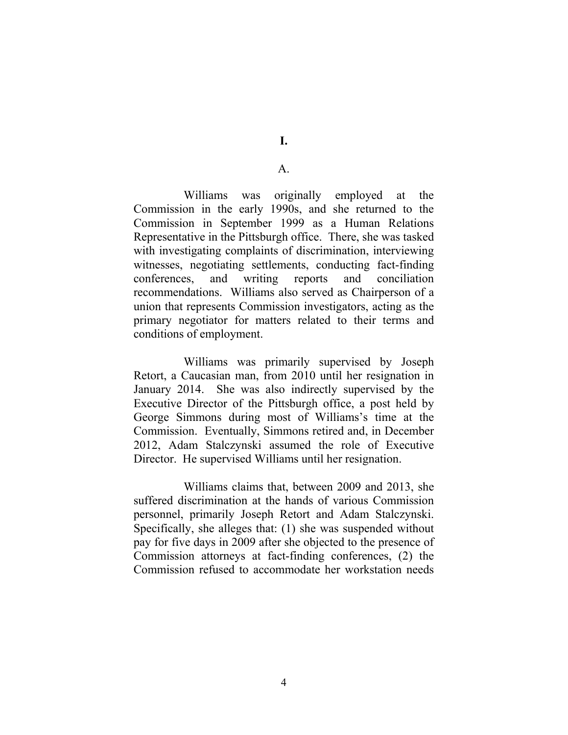# I.

## A.

Williams was originally employed at the Commission in the early 1990s, and she returned to the Commission in September 1999 as a Human Relations Representative in the Pittsburgh office. There, she was tasked with investigating complaints of discrimination, interviewing witnesses, negotiating settlements, conducting fact-finding conferences, and writing reports and conciliation recommendations. Williams also served as Chairperson of a union that represents Commission investigators, acting as the primary negotiator for matters related to their terms and conditions of employment.

Williams was primarily supervised by Joseph Retort, a Caucasian man, from 2010 until her resignation in January 2014. She was also indirectly supervised by the Executive Director of the Pittsburgh office, a post held by George Simmons during most of Williams's time at the Commission. Eventually, Simmons retired and, in December 2012, Adam Stalczynski assumed the role of Executive Director. He supervised Williams until her resignation.

Williams claims that, between 2009 and 2013, she suffered discrimination at the hands of various Commission personnel, primarily Joseph Retort and Adam Stalczynski. Specifically, she alleges that: (1) she was suspended without pay for five days in 2009 after she objected to the presence of Commission attorneys at fact-finding conferences, (2) the Commission refused to accommodate her workstation needs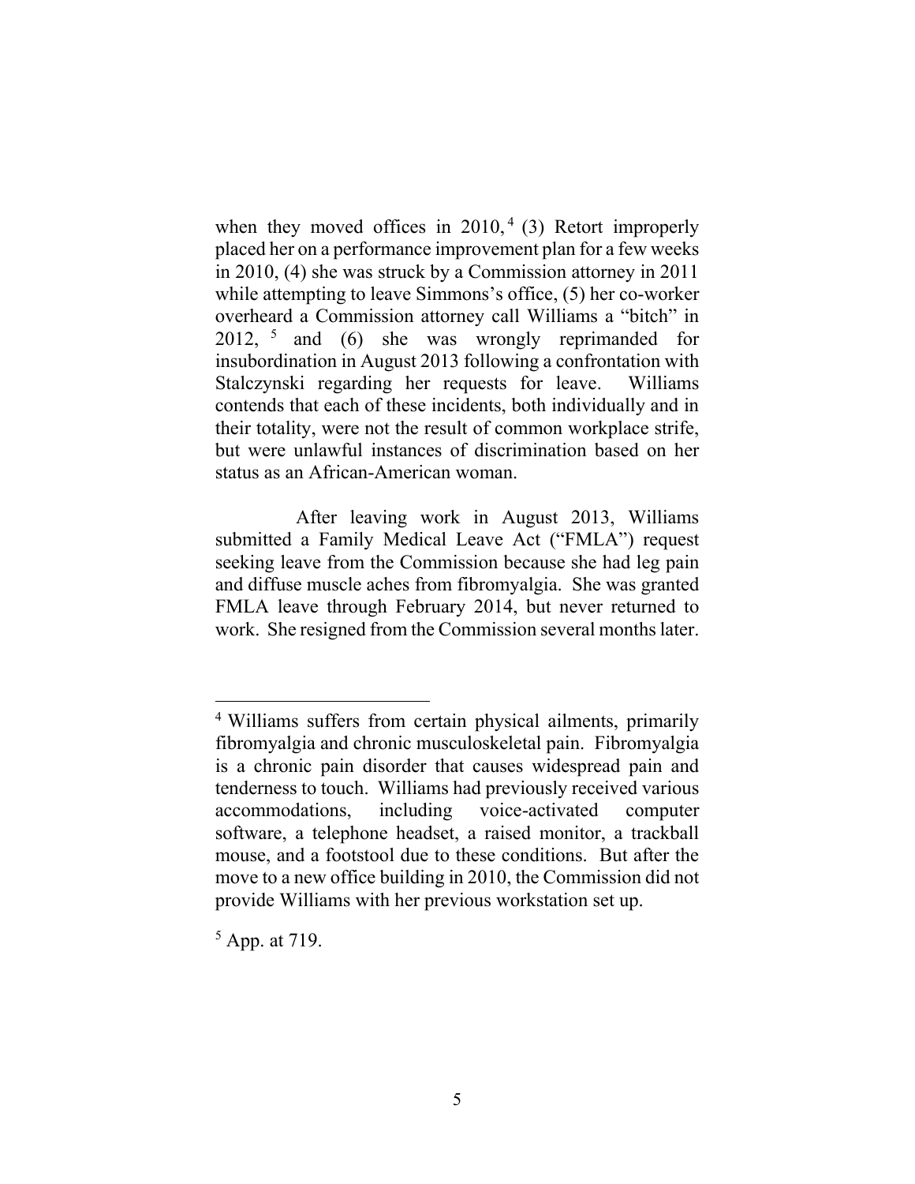when they moved offices in 2010,[4] (3) Retort improperly placed her on a performance improvement plan for a few weeks in 2010, (4) she was struck by a Commission attorney in 2011 while attempting to leave Simmons's office, (5) her co-worker overheard a Commission attorney call Williams a "bitch" in 2012, [5] and (6) she was wrongly reprimanded for insubordination in August 2013 following a confrontation with Stalczynski regarding her requests for leave. Williams contends that each of these incidents, both individually and in their totality, were not the result of common workplace strife, but were unlawful instances of discrimination based on her status as an African-American woman.

After leaving work in August 2013, Williams submitted a Family Medical Leave Act ("FMLA") request seeking leave from the Commission because she had leg pain and diffuse muscle aches from fibromyalgia. She was granted FMLA leave through February 2014, but never returned to work. She resigned from the Commission several months later.

---

[4] Williams suffers from certain physical ailments, primarily fibromyalgia and chronic musculoskeletal pain. Fibromyalgia is a chronic pain disorder that causes widespread pain and tenderness to touch. Williams had previously received various accommodations, including voice-activated computer software, a telephone headset, a raised monitor, a trackball mouse, and a footstool due to these conditions. But after the move to a new office building in 2010, the Commission did not provide Williams with her previous workstation set up.

[5] App. at 719.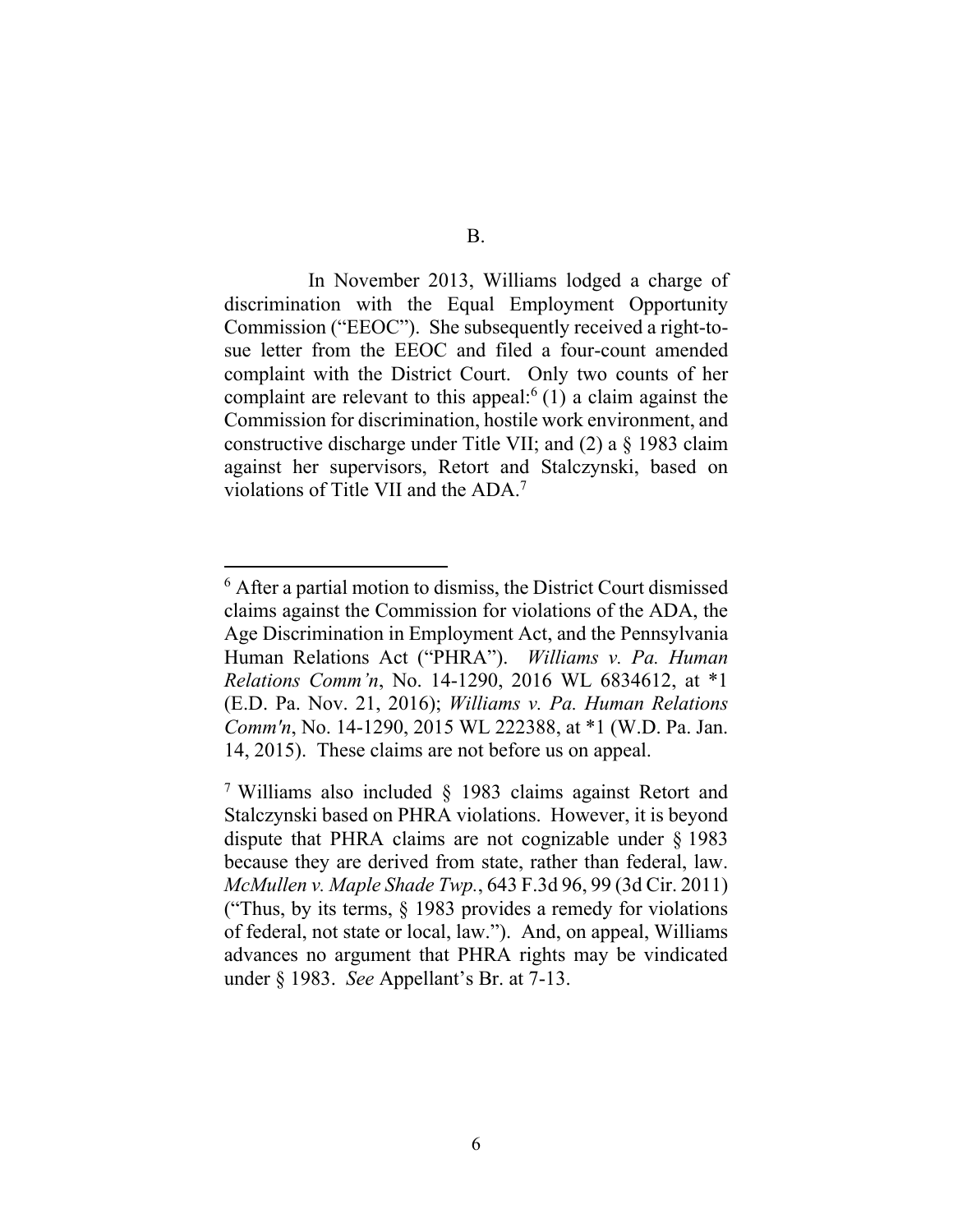B.

In November 2013, Williams lodged a charge of discrimination with the Equal Employment Opportunity Commission ("EEOC"). She subsequently received a right-to-sue letter from the EEOC and filed a four-count amended complaint with the District Court. Only two counts of her complaint are relevant to this appeal:[6] (1) a claim against the Commission for discrimination, hostile work environment, and constructive discharge under Title VII; and (2) a § 1983 claim against her supervisors, Retort and Stalczynski, based on violations of Title VII and the ADA.[7]

---

[6] After a partial motion to dismiss, the District Court dismissed claims against the Commission for violations of the ADA, the Age Discrimination in Employment Act, and the Pennsylvania Human Relations Act ("PHRA"). *Williams v. Pa. Human Relations Comm'n*, No. 14-1290, 2016 WL 6834612, at *1 (E.D. Pa. Nov. 21, 2016); *Williams v. Pa. Human Relations Comm'n*, No. 14-1290, 2015 WL 222388, at *1 (W.D. Pa. Jan. 14, 2015). These claims are not before us on appeal.

[7] Williams also included § 1983 claims against Retort and Stalczynski based on PHRA violations. However, it is beyond dispute that PHRA claims are not cognizable under § 1983 because they are derived from state, rather than federal, law. *McMullen v. Maple Shade Twp.*, 643 F.3d 96, 99 (3d Cir. 2011) ("Thus, by its terms, § 1983 provides a remedy for violations of federal, not state or local, law."). And, on appeal, Williams advances no argument that PHRA rights may be vindicated under § 1983. *See* Appellant's Br. at 7-13.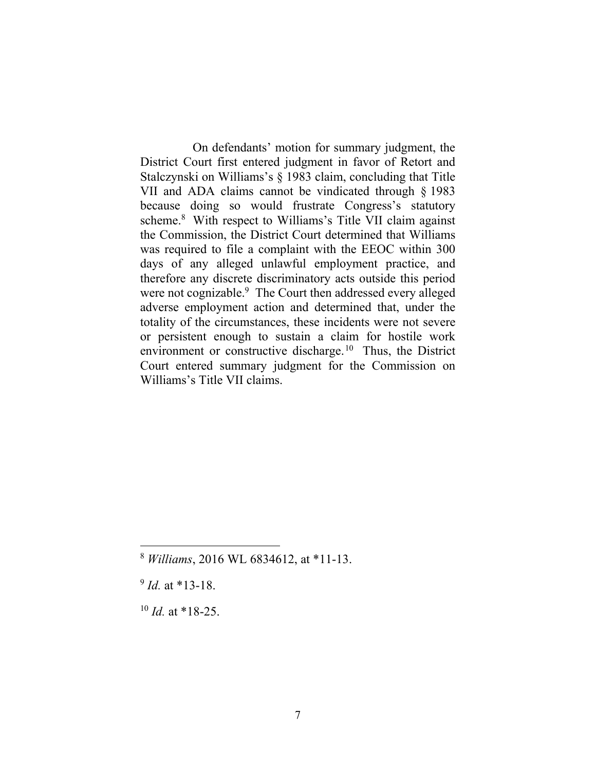On defendants' motion for summary judgment, the District Court first entered judgment in favor of Retort and Stalczynski on Williams's § 1983 claim, concluding that Title VII and ADA claims cannot be vindicated through § 1983 because doing so would frustrate Congress's statutory scheme.[8] With respect to Williams's Title VII claim against the Commission, the District Court determined that Williams was required to file a complaint with the EEOC within 300 days of any alleged unlawful employment practice, and therefore any discrete discriminatory acts outside this period were not cognizable.[9] The Court then addressed every alleged adverse employment action and determined that, under the totality of the circumstances, these incidents were not severe or persistent enough to sustain a claim for hostile work environment or constructive discharge.[10] Thus, the District Court entered summary judgment for the Commission on Williams's Title VII claims.

---

[8] *Williams*, 2016 WL 6834612, at *11-13.

[9] *Id.* at *13-18.

[10] *Id.* at *18-25.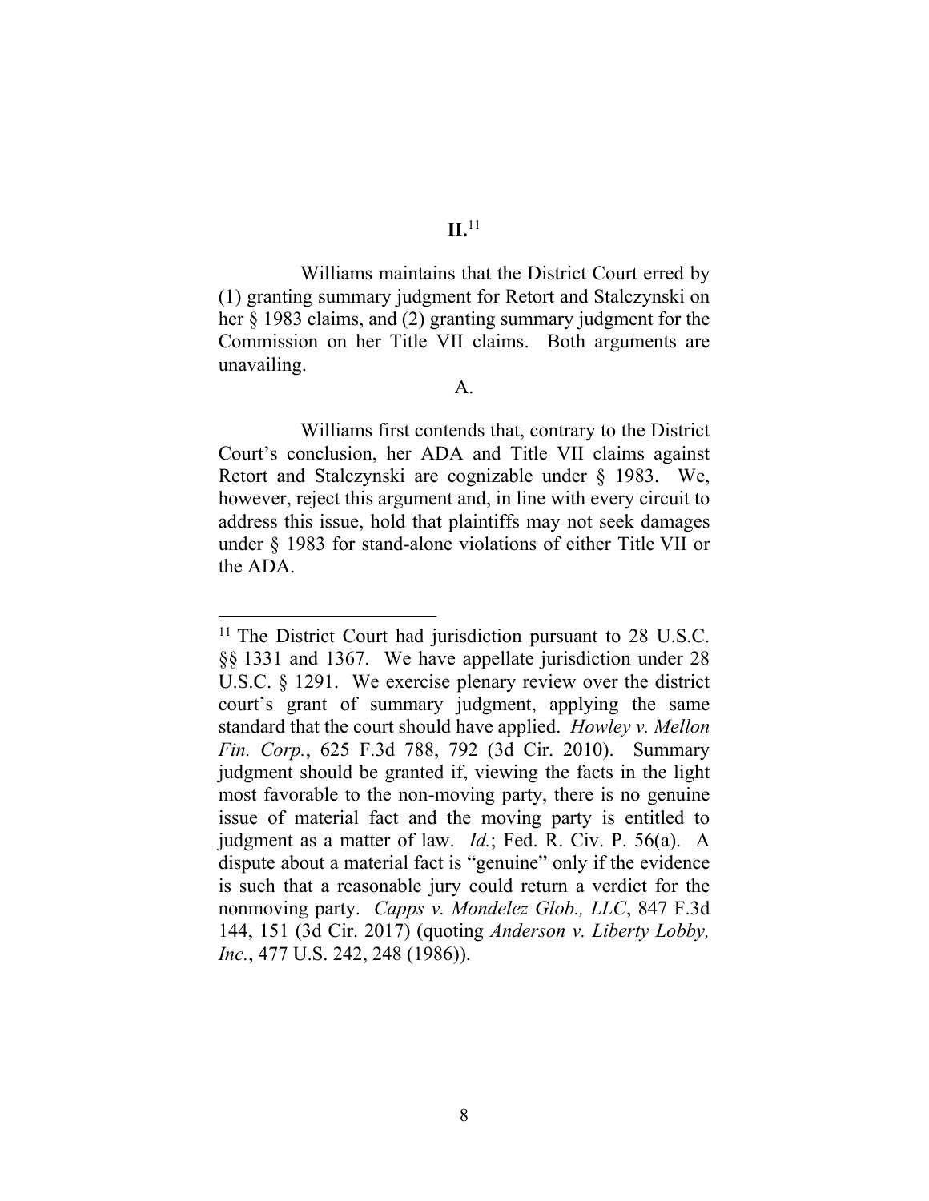## II.[11]

Williams maintains that the District Court erred by (1) granting summary judgment for Retort and Stalczynski on her § 1983 claims, and (2) granting summary judgment for the Commission on her Title VII claims. Both arguments are unavailing.

### A.

Williams first contends that, contrary to the District Court's conclusion, her ADA and Title VII claims against Retort and Stalczynski are cognizable under § 1983. We, however, reject this argument and, in line with every circuit to address this issue, hold that plaintiffs may not seek damages under § 1983 for stand-alone violations of either Title VII or the ADA.

---

[11] The District Court had jurisdiction pursuant to 28 U.S.C. §§ 1331 and 1367. We have appellate jurisdiction under 28 U.S.C. § 1291. We exercise plenary review over the district court's grant of summary judgment, applying the same standard that the court should have applied. *Howley v. Mellon Fin. Corp.*, 625 F.3d 788, 792 (3d Cir. 2010). Summary judgment should be granted if, viewing the facts in the light most favorable to the non-moving party, there is no genuine issue of material fact and the moving party is entitled to judgment as a matter of law. *Id.*; Fed. R. Civ. P. 56(a). A dispute about a material fact is "genuine" only if the evidence is such that a reasonable jury could return a verdict for the nonmoving party. *Capps v. Mondelez Glob., LLC*, 847 F.3d 144, 151 (3d Cir. 2017) (quoting *Anderson v. Liberty Lobby, Inc.*, 477 U.S. 242, 248 (1986)).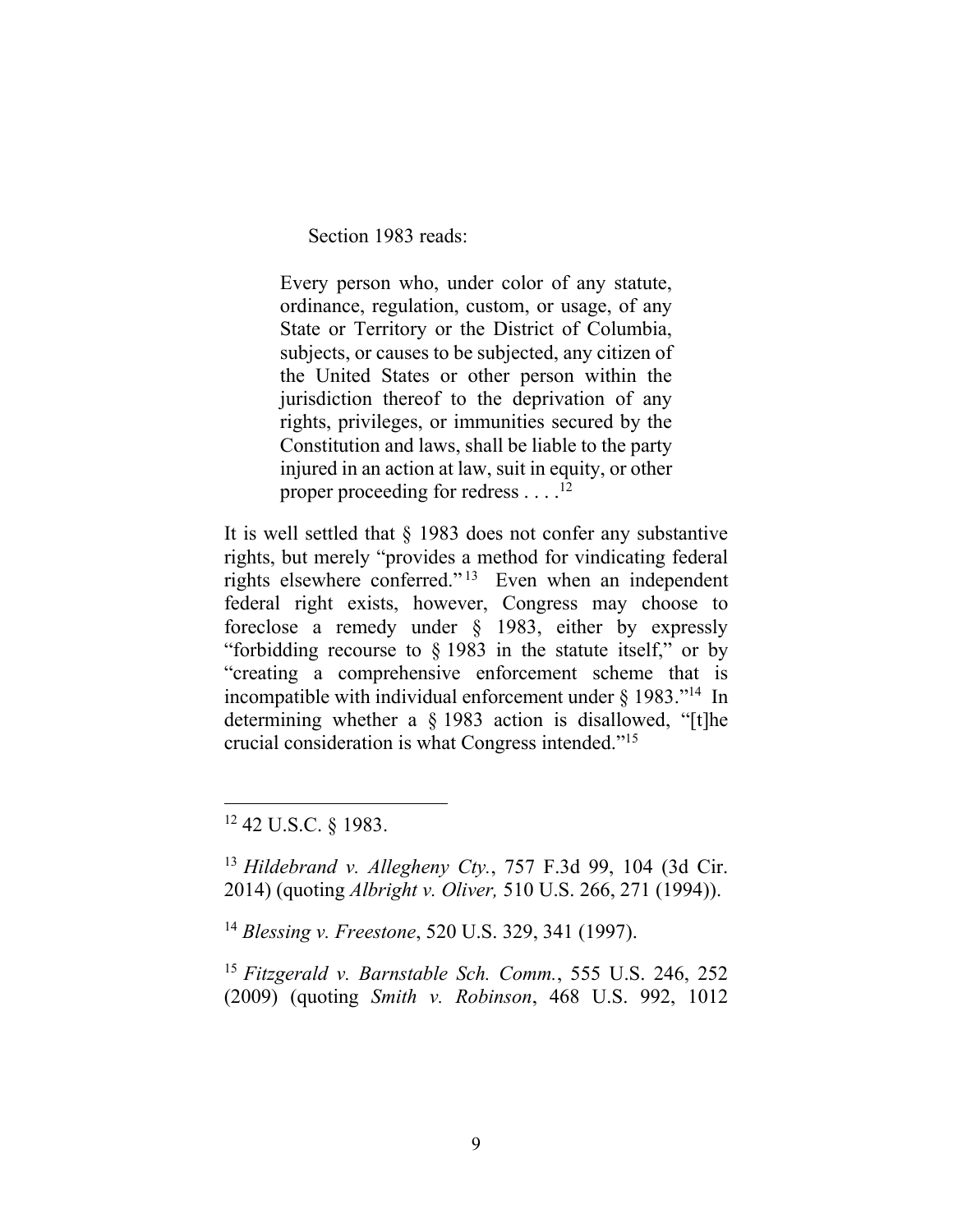Section 1983 reads:

> Every person who, under color of any statute, ordinance, regulation, custom, or usage, of any State or Territory or the District of Columbia, subjects, or causes to be subjected, any citizen of the United States or other person within the jurisdiction thereof to the deprivation of any rights, privileges, or immunities secured by the Constitution and laws, shall be liable to the party injured in an action at law, suit in equity, or other proper proceeding for redress . . . .[12]

It is well settled that § 1983 does not confer any substantive rights, but merely "provides a method for vindicating federal rights elsewhere conferred."[13] Even when an independent federal right exists, however, Congress may choose to foreclose a remedy under § 1983, either by expressly "forbidding recourse to § 1983 in the statute itself," or by "creating a comprehensive enforcement scheme that is incompatible with individual enforcement under § 1983."[14] In determining whether a § 1983 action is disallowed, "[t]he crucial consideration is what Congress intended."[15]

---

[12] 42 U.S.C. § 1983.

[13] *Hildebrand v. Allegheny Cty.*, 757 F.3d 99, 104 (3d Cir. 2014) (quoting *Albright v. Oliver,* 510 U.S. 266, 271 (1994)).

[14] *Blessing v. Freestone*, 520 U.S. 329, 341 (1997).

[15] *Fitzgerald v. Barnstable Sch. Comm.*, 555 U.S. 246, 252 (2009) (quoting *Smith v. Robinson*, 468 U.S. 992, 1012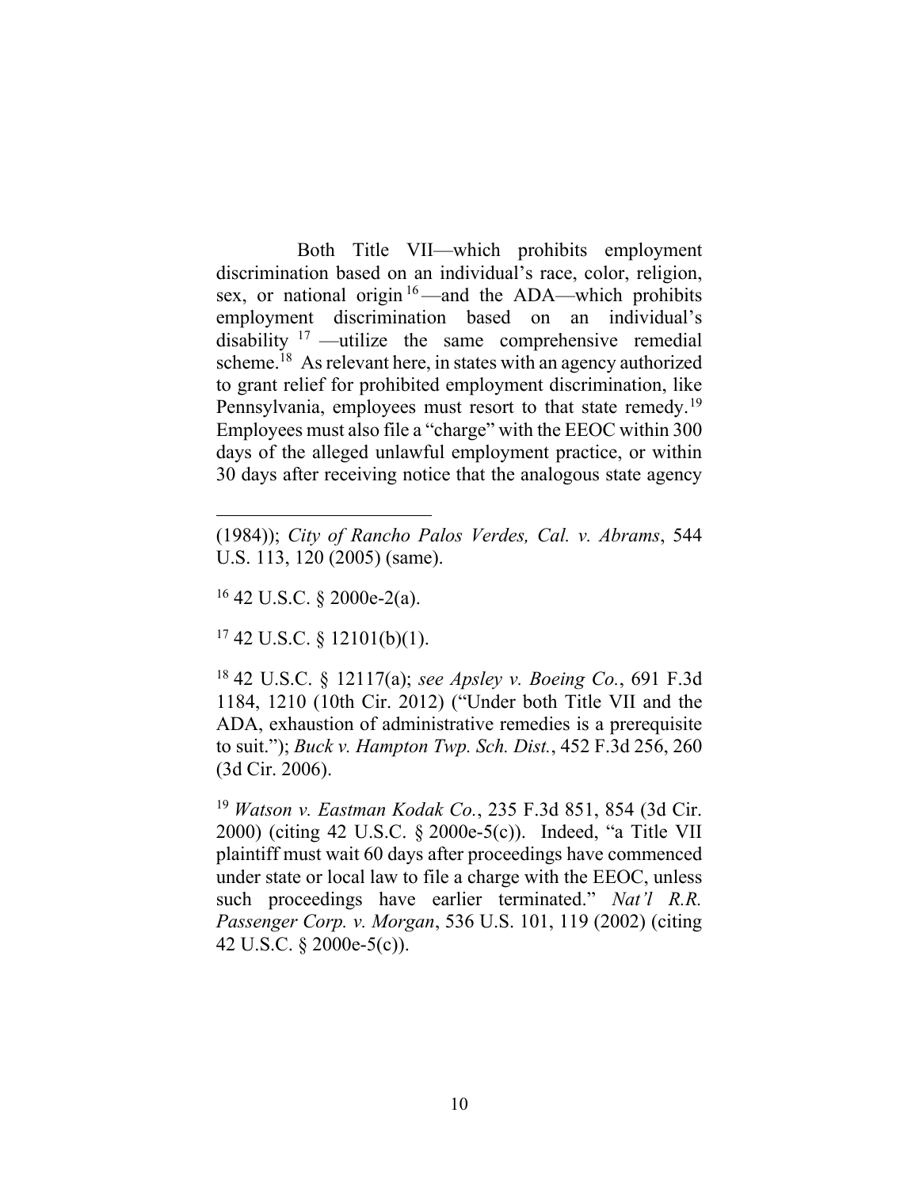Both Title VII—which prohibits employment discrimination based on an individual's race, color, religion, sex, or national origin[16]—and the ADA—which prohibits employment discrimination based on an individual's disability[17]—utilize the same comprehensive remedial scheme.[18] As relevant here, in states with an agency authorized to grant relief for prohibited employment discrimination, like Pennsylvania, employees must resort to that state remedy.[19] Employees must also file a "charge" with the EEOC within 300 days of the alleged unlawful employment practice, or within 30 days after receiving notice that the analogous state agency

---

(1984)); *City of Rancho Palos Verdes, Cal. v. Abrams*, 544 U.S. 113, 120 (2005) (same).

[16] 42 U.S.C. § 2000e-2(a).

[17] 42 U.S.C. § 12101(b)(1).

[18] 42 U.S.C. § 12117(a); *see Apsley v. Boeing Co.*, 691 F.3d 1184, 1210 (10th Cir. 2012) ("Under both Title VII and the ADA, exhaustion of administrative remedies is a prerequisite to suit."); *Buck v. Hampton Twp. Sch. Dist.*, 452 F.3d 256, 260 (3d Cir. 2006).

[19] *Watson v. Eastman Kodak Co.*, 235 F.3d 851, 854 (3d Cir. 2000) (citing 42 U.S.C. § 2000e-5(c)). Indeed, "a Title VII plaintiff must wait 60 days after proceedings have commenced under state or local law to file a charge with the EEOC, unless such proceedings have earlier terminated." *Nat'l R.R. Passenger Corp. v. Morgan*, 536 U.S. 101, 119 (2002) (citing 42 U.S.C. § 2000e-5(c)).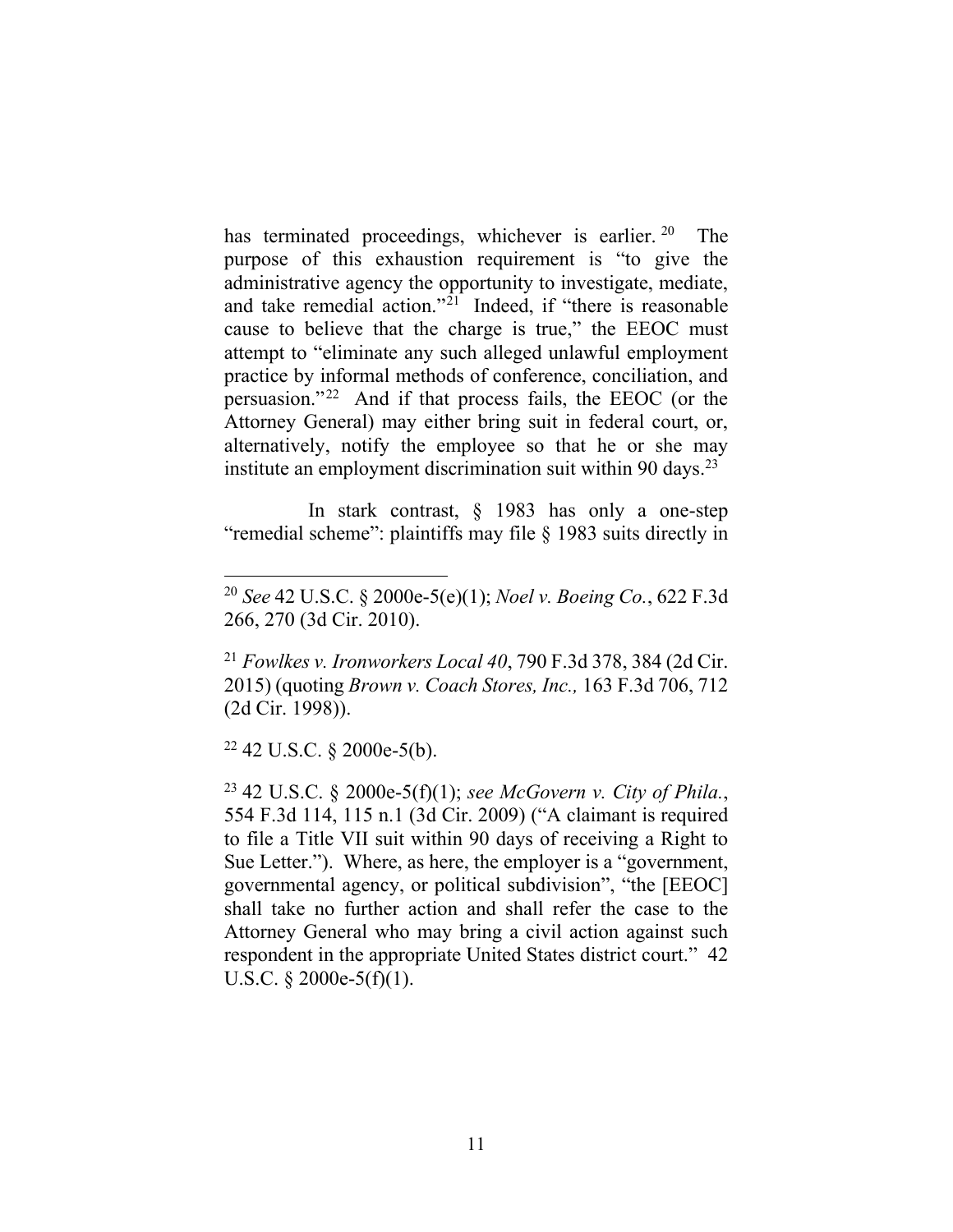has terminated proceedings, whichever is earlier.[20] The purpose of this exhaustion requirement is "to give the administrative agency the opportunity to investigate, mediate, and take remedial action."[21] Indeed, if "there is reasonable cause to believe that the charge is true," the EEOC must attempt to "eliminate any such alleged unlawful employment practice by informal methods of conference, conciliation, and persuasion."[22] And if that process fails, the EEOC (or the Attorney General) may either bring suit in federal court, or, alternatively, notify the employee so that he or she may institute an employment discrimination suit within 90 days.[23]

In stark contrast, § 1983 has only a one-step "remedial scheme": plaintiffs may file § 1983 suits directly in

---

[20] *See* 42 U.S.C. § 2000e-5(e)(1); *Noel v. Boeing Co.*, 622 F.3d 266, 270 (3d Cir. 2010).

[21] *Fowlkes v. Ironworkers Local 40*, 790 F.3d 378, 384 (2d Cir. 2015) (quoting *Brown v. Coach Stores, Inc.,* 163 F.3d 706, 712 (2d Cir. 1998)).

[22] 42 U.S.C. § 2000e-5(b).

[23] 42 U.S.C. § 2000e-5(f)(1); *see McGovern v. City of Phila.*, 554 F.3d 114, 115 n.1 (3d Cir. 2009) ("A claimant is required to file a Title VII suit within 90 days of receiving a Right to Sue Letter."). Where, as here, the employer is a "government, governmental agency, or political subdivision", "the [EEOC] shall take no further action and shall refer the case to the Attorney General who may bring a civil action against such respondent in the appropriate United States district court." 42 U.S.C. § 2000e-5(f)(1).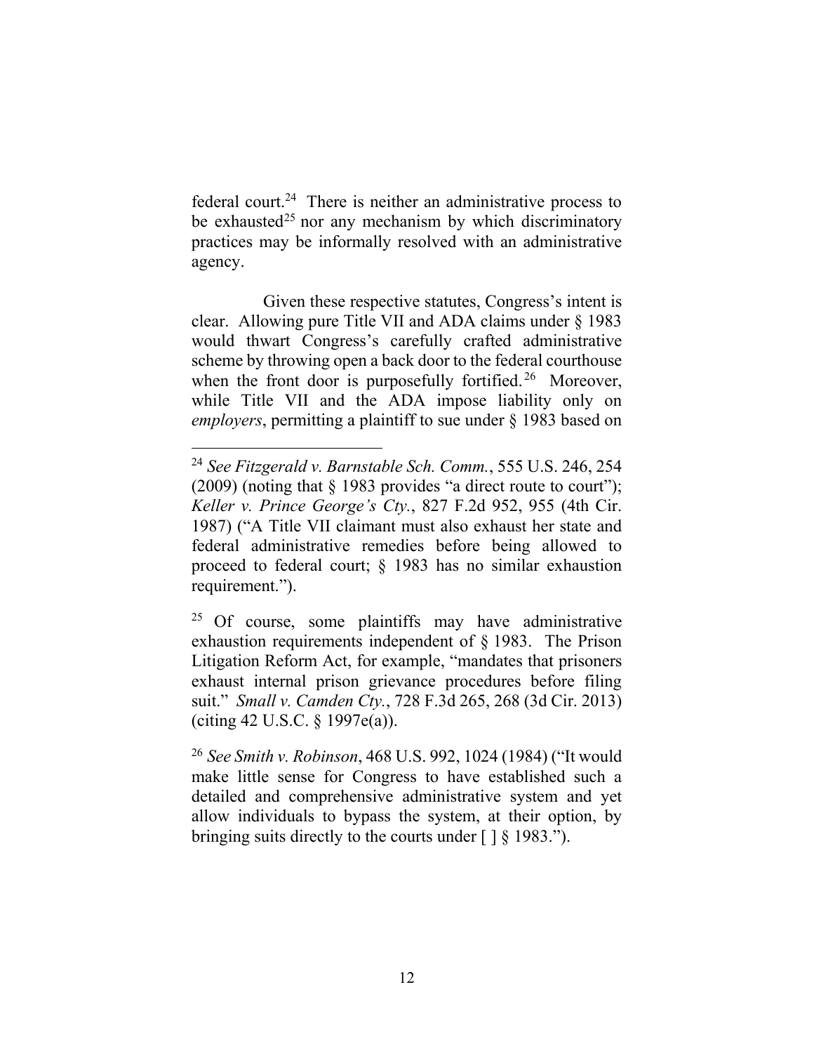federal court.[24] There is neither an administrative process to be exhausted[25] nor any mechanism by which discriminatory practices may be informally resolved with an administrative agency.

Given these respective statutes, Congress's intent is clear. Allowing pure Title VII and ADA claims under § 1983 would thwart Congress's carefully crafted administrative scheme by throwing open a back door to the federal courthouse when the front door is purposefully fortified.[26] Moreover, while Title VII and the ADA impose liability only on *employers*, permitting a plaintiff to sue under § 1983 based on

---

[24] *See Fitzgerald v. Barnstable Sch. Comm.*, 555 U.S. 246, 254 (2009) (noting that § 1983 provides "a direct route to court"); *Keller v. Prince George's Cty.*, 827 F.2d 952, 955 (4th Cir. 1987) ("A Title VII claimant must also exhaust her state and federal administrative remedies before being allowed to proceed to federal court; § 1983 has no similar exhaustion requirement.").

[25] Of course, some plaintiffs may have administrative exhaustion requirements independent of § 1983. The Prison Litigation Reform Act, for example, "mandates that prisoners exhaust internal prison grievance procedures before filing suit." *Small v. Camden Cty.*, 728 F.3d 265, 268 (3d Cir. 2013) (citing 42 U.S.C. § 1997e(a)).

[26] *See Smith v. Robinson*, 468 U.S. 992, 1024 (1984) ("It would make little sense for Congress to have established such a detailed and comprehensive administrative system and yet allow individuals to bypass the system, at their option, by bringing suits directly to the courts under [ ] § 1983.").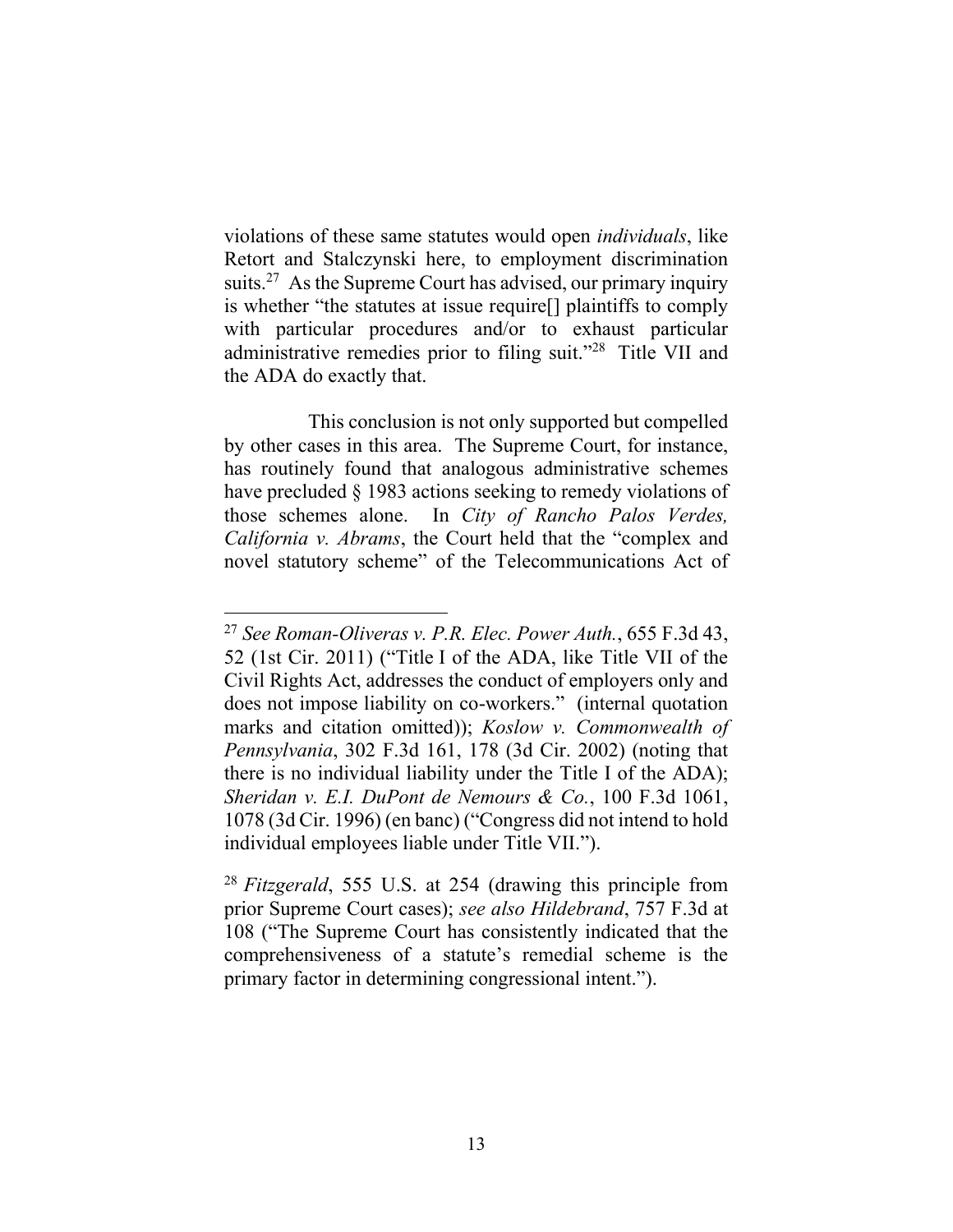violations of these same statutes would open *individuals*, like Retort and Stalczynski here, to employment discrimination suits.[27] As the Supreme Court has advised, our primary inquiry is whether "the statutes at issue require[] plaintiffs to comply with particular procedures and/or to exhaust particular administrative remedies prior to filing suit."[28] Title VII and the ADA do exactly that.

This conclusion is not only supported but compelled by other cases in this area. The Supreme Court, for instance, has routinely found that analogous administrative schemes have precluded § 1983 actions seeking to remedy violations of those schemes alone. In *City of Rancho Palos Verdes, California v. Abrams*, the Court held that the "complex and novel statutory scheme" of the Telecommunications Act of

---

[27] *See Roman-Oliveras v. P.R. Elec. Power Auth.*, 655 F.3d 43, 52 (1st Cir. 2011) ("Title I of the ADA, like Title VII of the Civil Rights Act, addresses the conduct of employers only and does not impose liability on co-workers." (internal quotation marks and citation omitted)); *Koslow v. Commonwealth of Pennsylvania*, 302 F.3d 161, 178 (3d Cir. 2002) (noting that there is no individual liability under the Title I of the ADA); *Sheridan v. E.I. DuPont de Nemours & Co.*, 100 F.3d 1061, 1078 (3d Cir. 1996) (en banc) ("Congress did not intend to hold individual employees liable under Title VII.").

[28] *Fitzgerald*, 555 U.S. at 254 (drawing this principle from prior Supreme Court cases); *see also Hildebrand*, 757 F.3d at 108 ("The Supreme Court has consistently indicated that the comprehensiveness of a statute's remedial scheme is the primary factor in determining congressional intent.").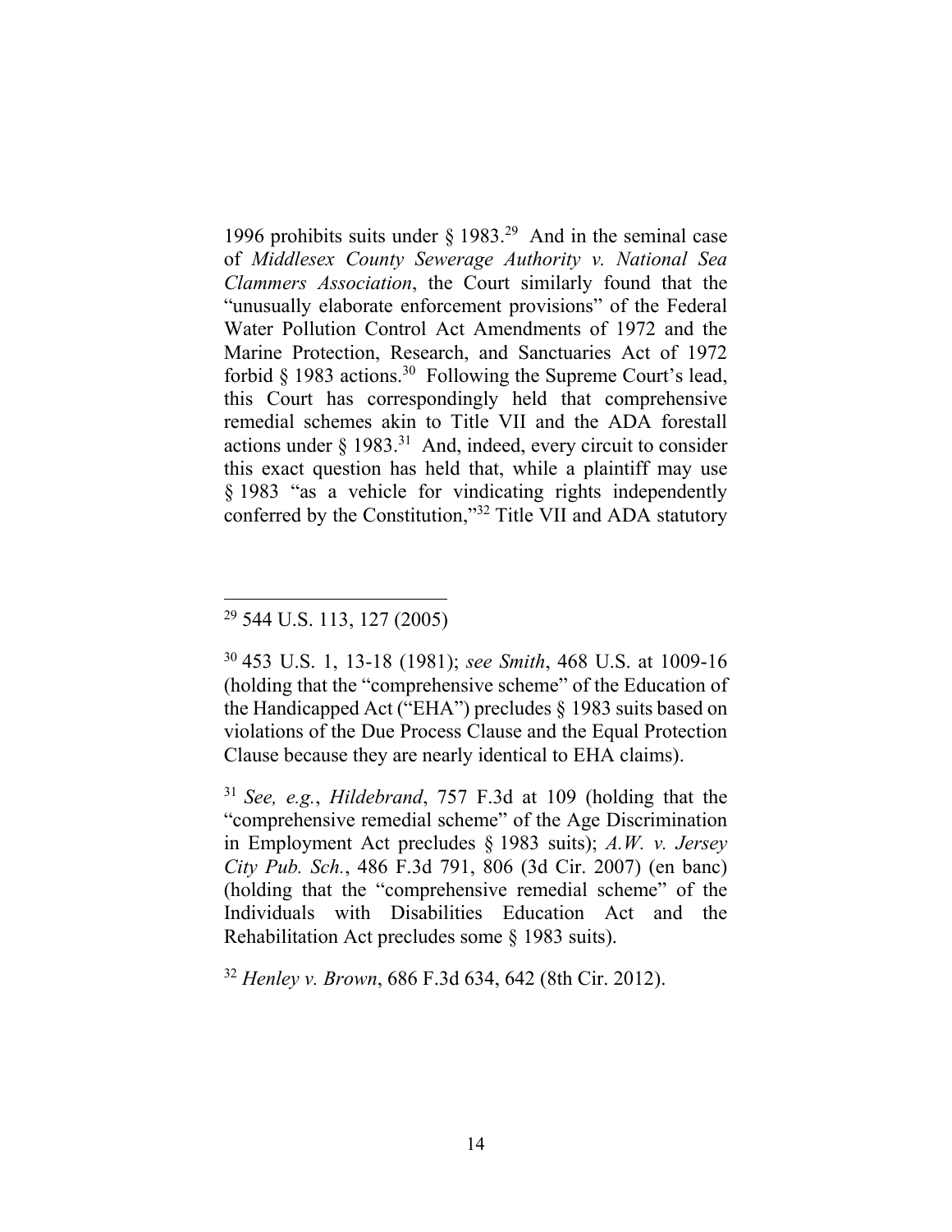1996 prohibits suits under § 1983.[29] And in the seminal case of *Middlesex County Sewerage Authority v. National Sea Clammers Association*, the Court similarly found that the "unusually elaborate enforcement provisions" of the Federal Water Pollution Control Act Amendments of 1972 and the Marine Protection, Research, and Sanctuaries Act of 1972 forbid § 1983 actions.[30] Following the Supreme Court's lead, this Court has correspondingly held that comprehensive remedial schemes akin to Title VII and the ADA forestall actions under § 1983.[31] And, indeed, every circuit to consider this exact question has held that, while a plaintiff may use § 1983 "as a vehicle for vindicating rights independently conferred by the Constitution,"[32] Title VII and ADA statutory

---

[29] 544 U.S. 113, 127 (2005)

[30] 453 U.S. 1, 13-18 (1981); *see Smith*, 468 U.S. at 1009-16 (holding that the "comprehensive scheme" of the Education of the Handicapped Act ("EHA") precludes § 1983 suits based on violations of the Due Process Clause and the Equal Protection Clause because they are nearly identical to EHA claims).

[31] *See, e.g.*, *Hildebrand*, 757 F.3d at 109 (holding that the "comprehensive remedial scheme" of the Age Discrimination in Employment Act precludes § 1983 suits); *A.W. v. Jersey City Pub. Sch.*, 486 F.3d 791, 806 (3d Cir. 2007) (en banc) (holding that the "comprehensive remedial scheme" of the Individuals with Disabilities Education Act and the Rehabilitation Act precludes some § 1983 suits).

[32] *Henley v. Brown*, 686 F.3d 634, 642 (8th Cir. 2012).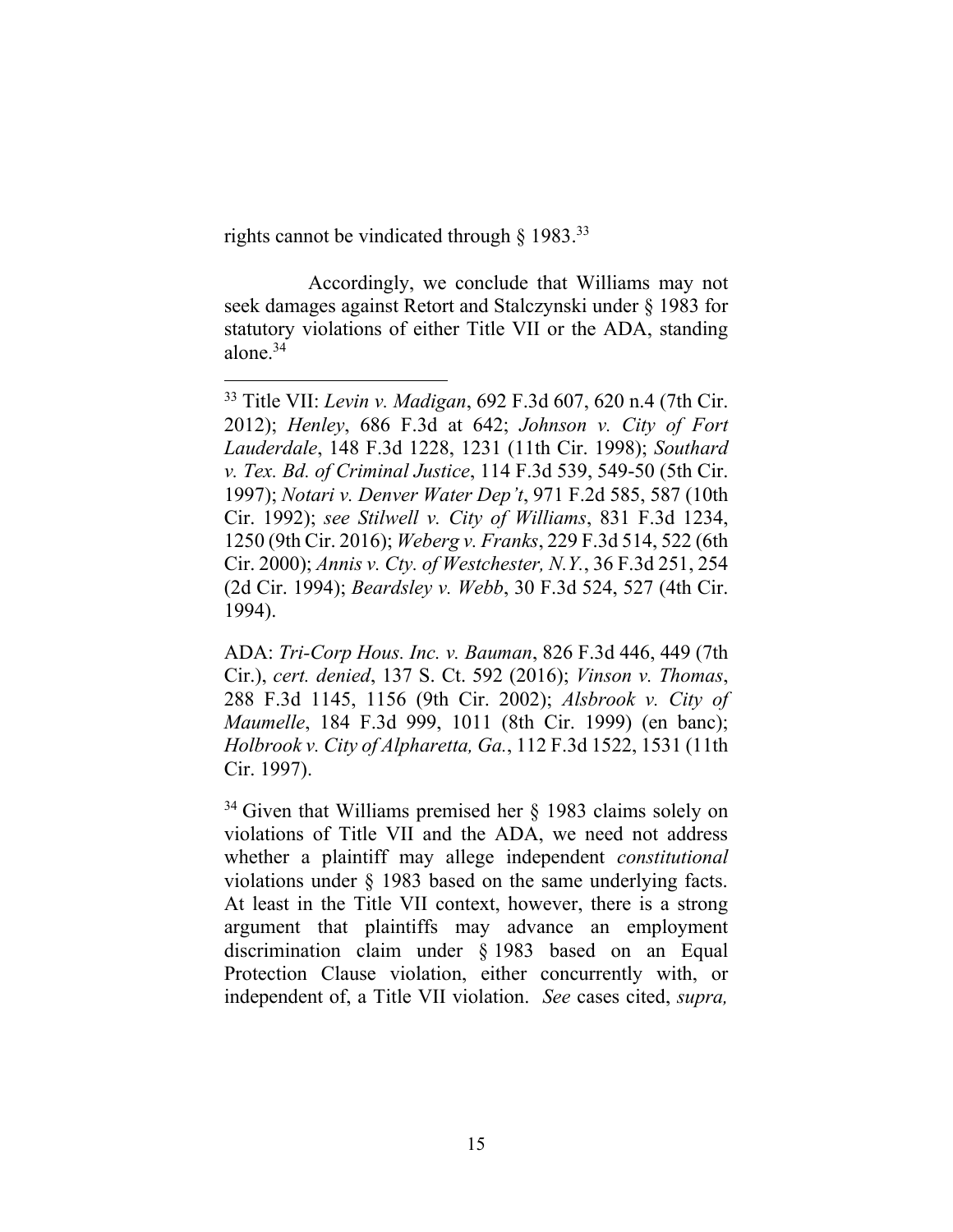rights cannot be vindicated through § 1983.[33]

Accordingly, we conclude that Williams may not seek damages against Retort and Stalczynski under § 1983 for statutory violations of either Title VII or the ADA, standing alone.[34]

---

[33] Title VII: *Levin v. Madigan*, 692 F.3d 607, 620 n.4 (7th Cir. 2012); *Henley*, 686 F.3d at 642; *Johnson v. City of Fort Lauderdale*, 148 F.3d 1228, 1231 (11th Cir. 1998); *Southard v. Tex. Bd. of Criminal Justice*, 114 F.3d 539, 549-50 (5th Cir. 1997); *Notari v. Denver Water Dep't*, 971 F.2d 585, 587 (10th Cir. 1992); *see Stilwell v. City of Williams*, 831 F.3d 1234, 1250 (9th Cir. 2016); *Weberg v. Franks*, 229 F.3d 514, 522 (6th Cir. 2000); *Annis v. Cty. of Westchester, N.Y.*, 36 F.3d 251, 254 (2d Cir. 1994); *Beardsley v. Webb*, 30 F.3d 524, 527 (4th Cir. 1994).

ADA: *Tri-Corp Hous. Inc. v. Bauman*, 826 F.3d 446, 449 (7th Cir.), *cert. denied*, 137 S. Ct. 592 (2016); *Vinson v. Thomas*, 288 F.3d 1145, 1156 (9th Cir. 2002); *Alsbrook v. City of Maumelle*, 184 F.3d 999, 1011 (8th Cir. 1999) (en banc); *Holbrook v. City of Alpharetta, Ga.*, 112 F.3d 1522, 1531 (11th Cir. 1997).

[34] Given that Williams premised her § 1983 claims solely on violations of Title VII and the ADA, we need not address whether a plaintiff may allege independent *constitutional* violations under § 1983 based on the same underlying facts. At least in the Title VII context, however, there is a strong argument that plaintiffs may advance an employment discrimination claim under § 1983 based on an Equal Protection Clause violation, either concurrently with, or independent of, a Title VII violation. *See* cases cited, *supra,*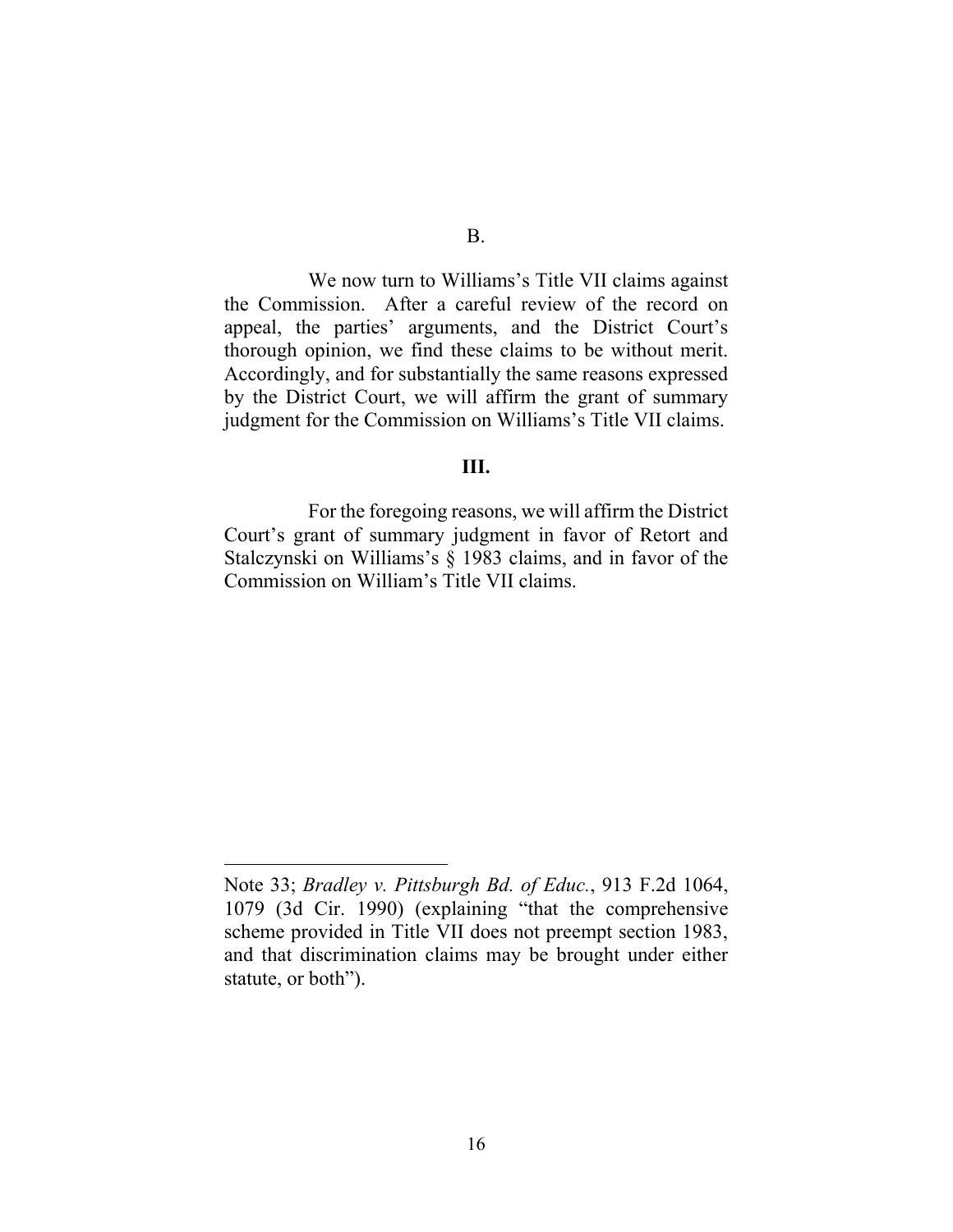B.

We now turn to Williams's Title VII claims against the Commission. After a careful review of the record on appeal, the parties' arguments, and the District Court's thorough opinion, we find these claims to be without merit. Accordingly, and for substantially the same reasons expressed by the District Court, we will affirm the grant of summary judgment for the Commission on Williams's Title VII claims.

**III.**

For the foregoing reasons, we will affirm the District Court's grant of summary judgment in favor of Retort and Stalczynski on Williams's § 1983 claims, and in favor of the Commission on William's Title VII claims.

---

Note 33; *Bradley v. Pittsburgh Bd. of Educ.*, 913 F.2d 1064, 1079 (3d Cir. 1990) (explaining "that the comprehensive scheme provided in Title VII does not preempt section 1983, and that discrimination claims may be brought under either statute, or both").